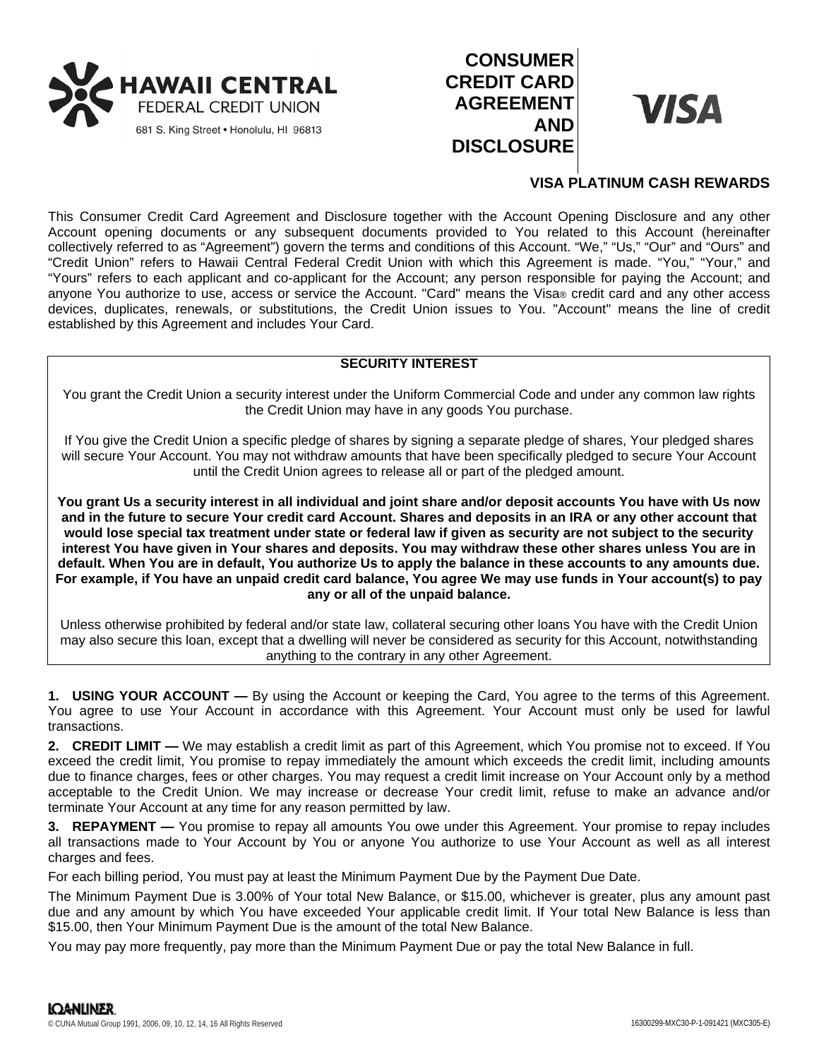HAWAII CENTRAL FEDERAL CREDIT UNION

681 S. King Street • Honolulu, HI 96813

# CONSUMER CREDIT CARD AGREEMENT AND DISCLOSURE

VISA

## VISA PLATINUM CASH REWARDS

This Consumer Credit Card Agreement and Disclosure together with the Account Opening Disclosure and any other Account opening documents or any subsequent documents provided to You related to this Account (hereinafter collectively referred to as "Agreement") govern the terms and conditions of this Account. "We," "Us," "Our" and "Ours" and "Credit Union" refers to Hawaii Central Federal Credit Union with which this Agreement is made. "You," "Your," and "Yours" refers to each applicant and co-applicant for the Account; any person responsible for paying the Account; and anyone You authorize to use, access or service the Account. "Card" means the Visa® credit card and any other access devices, duplicates, renewals, or substitutions, the Credit Union issues to You. "Account" means the line of credit established by this Agreement and includes Your Card.

### SECURITY INTEREST

You grant the Credit Union a security interest under the Uniform Commercial Code and under any common law rights the Credit Union may have in any goods You purchase.

If You give the Credit Union a specific pledge of shares by signing a separate pledge of shares, Your pledged shares will secure Your Account. You may not withdraw amounts that have been specifically pledged to secure Your Account until the Credit Union agrees to release all or part of the pledged amount.

**You grant Us a security interest in all individual and joint share and/or deposit accounts You have with Us now and in the future to secure Your credit card Account. Shares and deposits in an IRA or any other account that would lose special tax treatment under state or federal law if given as security are not subject to the security interest You have given in Your shares and deposits. You may withdraw these other shares unless You are in default. When You are in default, You authorize Us to apply the balance in these accounts to any amounts due. For example, if You have an unpaid credit card balance, You agree We may use funds in Your account(s) to pay any or all of the unpaid balance.**

Unless otherwise prohibited by federal and/or state law, collateral securing other loans You have with the Credit Union may also secure this loan, except that a dwelling will never be considered as security for this Account, notwithstanding anything to the contrary in any other Agreement.

**1. USING YOUR ACCOUNT —** By using the Account or keeping the Card, You agree to the terms of this Agreement. You agree to use Your Account in accordance with this Agreement. Your Account must only be used for lawful transactions.

**2. CREDIT LIMIT —** We may establish a credit limit as part of this Agreement, which You promise not to exceed. If You exceed the credit limit, You promise to repay immediately the amount which exceeds the credit limit, including amounts due to finance charges, fees or other charges. You may request a credit limit increase on Your Account only by a method acceptable to the Credit Union. We may increase or decrease Your credit limit, refuse to make an advance and/or terminate Your Account at any time for any reason permitted by law.

**3. REPAYMENT —** You promise to repay all amounts You owe under this Agreement. Your promise to repay includes all transactions made to Your Account by You or anyone You authorize to use Your Account as well as all interest charges and fees.

For each billing period, You must pay at least the Minimum Payment Due by the Payment Due Date.

The Minimum Payment Due is 3.00% of Your total New Balance, or $15.00, whichever is greater, plus any amount past due and any amount by which You have exceeded Your applicable credit limit. If Your total New Balance is less than $15.00, then Your Minimum Payment Due is the amount of the total New Balance.

You may pay more frequently, pay more than the Minimum Payment Due or pay the total New Balance in full.

LOANLINER

© CUNA Mutual Group 1991, 2006, 09, 10, 12, 14, 16 All Rights Reserved

16300299-MXC30-P-1-091421 (MXC305-E)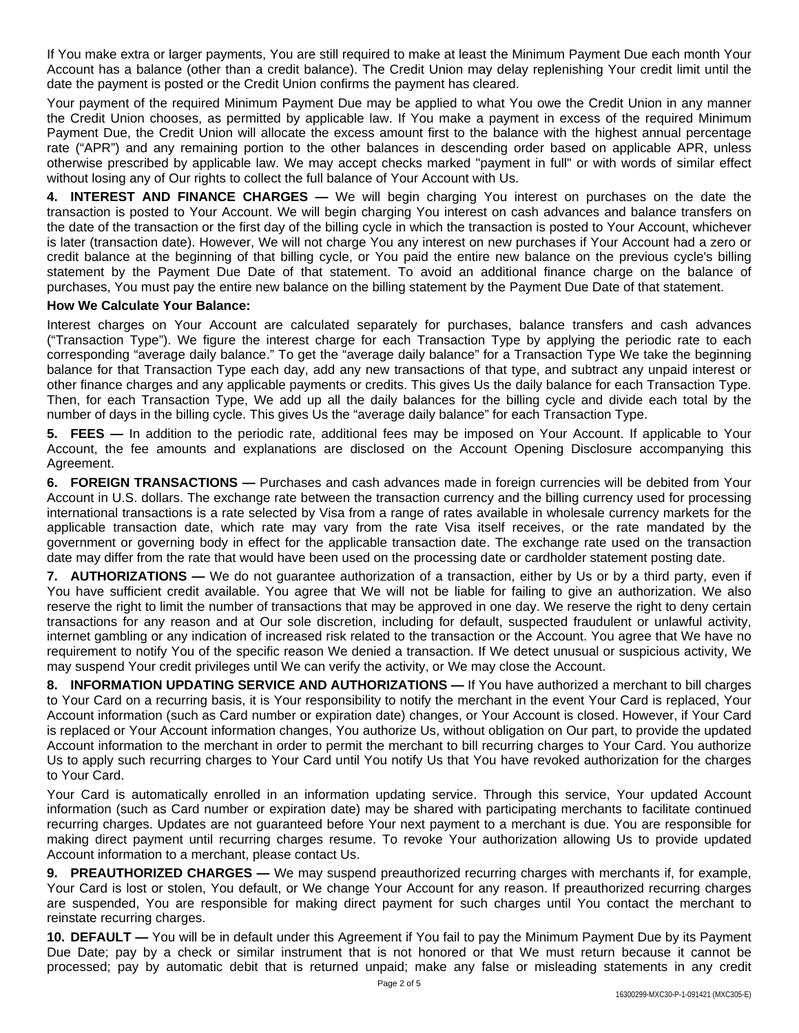If You make extra or larger payments, You are still required to make at least the Minimum Payment Due each month Your Account has a balance (other than a credit balance). The Credit Union may delay replenishing Your credit limit until the date the payment is posted or the Credit Union confirms the payment has cleared.

Your payment of the required Minimum Payment Due may be applied to what You owe the Credit Union in any manner the Credit Union chooses, as permitted by applicable law. If You make a payment in excess of the required Minimum Payment Due, the Credit Union will allocate the excess amount first to the balance with the highest annual percentage rate ("APR") and any remaining portion to the other balances in descending order based on applicable APR, unless otherwise prescribed by applicable law. We may accept checks marked "payment in full" or with words of similar effect without losing any of Our rights to collect the full balance of Your Account with Us.

**4. INTEREST AND FINANCE CHARGES —** We will begin charging You interest on purchases on the date the transaction is posted to Your Account. We will begin charging You interest on cash advances and balance transfers on the date of the transaction or the first day of the billing cycle in which the transaction is posted to Your Account, whichever is later (transaction date). However, We will not charge You any interest on new purchases if Your Account had a zero or credit balance at the beginning of that billing cycle, or You paid the entire new balance on the previous cycle's billing statement by the Payment Due Date of that statement. To avoid an additional finance charge on the balance of purchases, You must pay the entire new balance on the billing statement by the Payment Due Date of that statement.

**How We Calculate Your Balance:**

Interest charges on Your Account are calculated separately for purchases, balance transfers and cash advances ("Transaction Type"). We figure the interest charge for each Transaction Type by applying the periodic rate to each corresponding "average daily balance." To get the "average daily balance" for a Transaction Type We take the beginning balance for that Transaction Type each day, add any new transactions of that type, and subtract any unpaid interest or other finance charges and any applicable payments or credits. This gives Us the daily balance for each Transaction Type. Then, for each Transaction Type, We add up all the daily balances for the billing cycle and divide each total by the number of days in the billing cycle. This gives Us the "average daily balance" for each Transaction Type.

**5. FEES —** In addition to the periodic rate, additional fees may be imposed on Your Account. If applicable to Your Account, the fee amounts and explanations are disclosed on the Account Opening Disclosure accompanying this Agreement.

**6. FOREIGN TRANSACTIONS —** Purchases and cash advances made in foreign currencies will be debited from Your Account in U.S. dollars. The exchange rate between the transaction currency and the billing currency used for processing international transactions is a rate selected by Visa from a range of rates available in wholesale currency markets for the applicable transaction date, which rate may vary from the rate Visa itself receives, or the rate mandated by the government or governing body in effect for the applicable transaction date. The exchange rate used on the transaction date may differ from the rate that would have been used on the processing date or cardholder statement posting date.

**7. AUTHORIZATIONS —** We do not guarantee authorization of a transaction, either by Us or by a third party, even if You have sufficient credit available. You agree that We will not be liable for failing to give an authorization. We also reserve the right to limit the number of transactions that may be approved in one day. We reserve the right to deny certain transactions for any reason and at Our sole discretion, including for default, suspected fraudulent or unlawful activity, internet gambling or any indication of increased risk related to the transaction or the Account. You agree that We have no requirement to notify You of the specific reason We denied a transaction. If We detect unusual or suspicious activity, We may suspend Your credit privileges until We can verify the activity, or We may close the Account.

**8. INFORMATION UPDATING SERVICE AND AUTHORIZATIONS —** If You have authorized a merchant to bill charges to Your Card on a recurring basis, it is Your responsibility to notify the merchant in the event Your Card is replaced, Your Account information (such as Card number or expiration date) changes, or Your Account is closed. However, if Your Card is replaced or Your Account information changes, You authorize Us, without obligation on Our part, to provide the updated Account information to the merchant in order to permit the merchant to bill recurring charges to Your Card. You authorize Us to apply such recurring charges to Your Card until You notify Us that You have revoked authorization for the charges to Your Card.

Your Card is automatically enrolled in an information updating service. Through this service, Your updated Account information (such as Card number or expiration date) may be shared with participating merchants to facilitate continued recurring charges. Updates are not guaranteed before Your next payment to a merchant is due. You are responsible for making direct payment until recurring charges resume. To revoke Your authorization allowing Us to provide updated Account information to a merchant, please contact Us.

**9. PREAUTHORIZED CHARGES —** We may suspend preauthorized recurring charges with merchants if, for example, Your Card is lost or stolen, You default, or We change Your Account for any reason. If preauthorized recurring charges are suspended, You are responsible for making direct payment for such charges until You contact the merchant to reinstate recurring charges.

**10. DEFAULT —** You will be in default under this Agreement if You fail to pay the Minimum Payment Due by its Payment Due Date; pay by a check or similar instrument that is not honored or that We must return because it cannot be processed; pay by automatic debit that is returned unpaid; make any false or misleading statements in any credit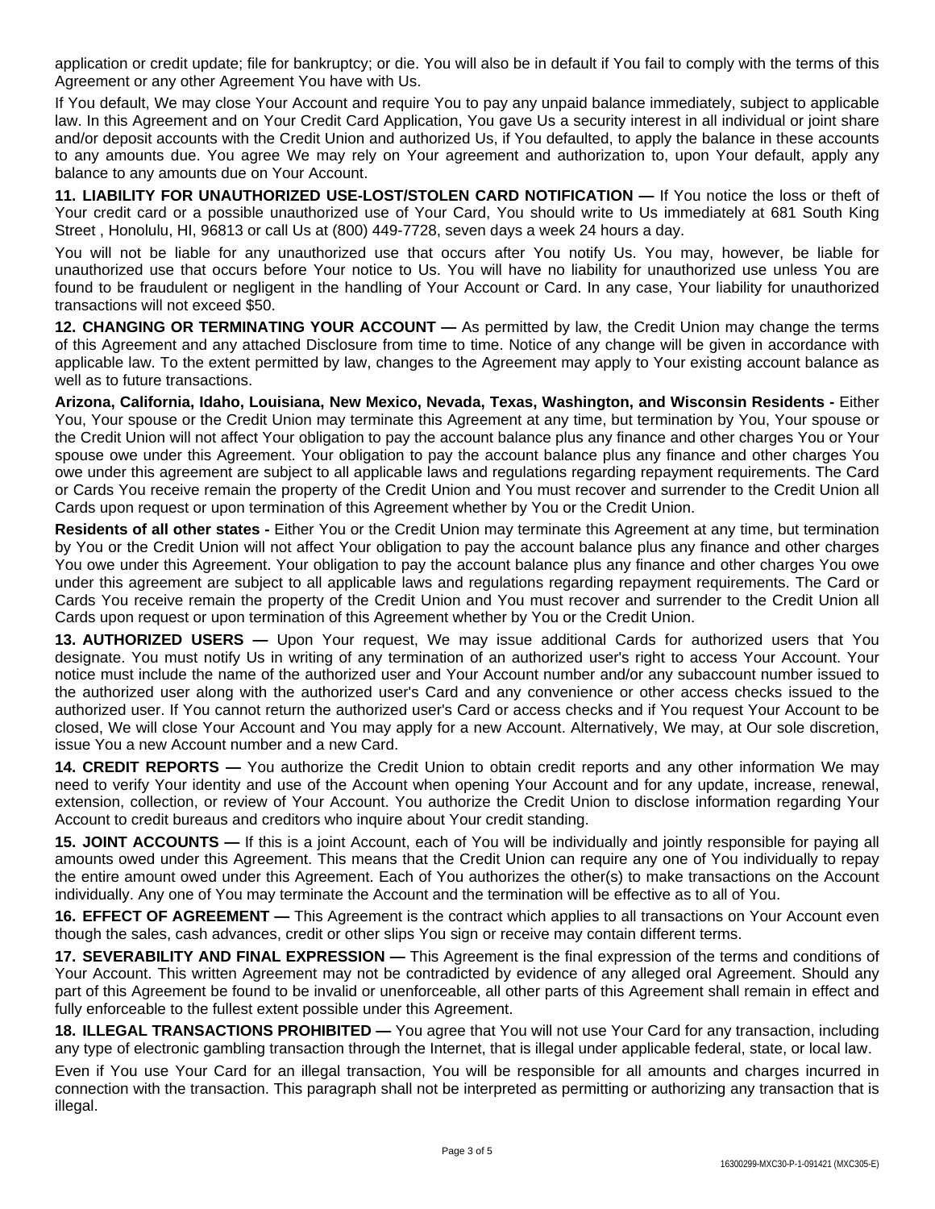application or credit update; file for bankruptcy; or die. You will also be in default if You fail to comply with the terms of this Agreement or any other Agreement You have with Us.

If You default, We may close Your Account and require You to pay any unpaid balance immediately, subject to applicable law. In this Agreement and on Your Credit Card Application, You gave Us a security interest in all individual or joint share and/or deposit accounts with the Credit Union and authorized Us, if You defaulted, to apply the balance in these accounts to any amounts due. You agree We may rely on Your agreement and authorization to, upon Your default, apply any balance to any amounts due on Your Account.

**11. LIABILITY FOR UNAUTHORIZED USE-LOST/STOLEN CARD NOTIFICATION —** If You notice the loss or theft of Your credit card or a possible unauthorized use of Your Card, You should write to Us immediately at 681 South King Street , Honolulu, HI, 96813 or call Us at (800) 449-7728, seven days a week 24 hours a day.

You will not be liable for any unauthorized use that occurs after You notify Us. You may, however, be liable for unauthorized use that occurs before Your notice to Us. You will have no liability for unauthorized use unless You are found to be fraudulent or negligent in the handling of Your Account or Card. In any case, Your liability for unauthorized transactions will not exceed $50.

**12. CHANGING OR TERMINATING YOUR ACCOUNT —** As permitted by law, the Credit Union may change the terms of this Agreement and any attached Disclosure from time to time. Notice of any change will be given in accordance with applicable law. To the extent permitted by law, changes to the Agreement may apply to Your existing account balance as well as to future transactions.

**Arizona, California, Idaho, Louisiana, New Mexico, Nevada, Texas, Washington, and Wisconsin Residents -** Either You, Your spouse or the Credit Union may terminate this Agreement at any time, but termination by You, Your spouse or the Credit Union will not affect Your obligation to pay the account balance plus any finance and other charges You or Your spouse owe under this Agreement. Your obligation to pay the account balance plus any finance and other charges You owe under this agreement are subject to all applicable laws and regulations regarding repayment requirements. The Card or Cards You receive remain the property of the Credit Union and You must recover and surrender to the Credit Union all Cards upon request or upon termination of this Agreement whether by You or the Credit Union.

**Residents of all other states -** Either You or the Credit Union may terminate this Agreement at any time, but termination by You or the Credit Union will not affect Your obligation to pay the account balance plus any finance and other charges You owe under this Agreement. Your obligation to pay the account balance plus any finance and other charges You owe under this agreement are subject to all applicable laws and regulations regarding repayment requirements. The Card or Cards You receive remain the property of the Credit Union and You must recover and surrender to the Credit Union all Cards upon request or upon termination of this Agreement whether by You or the Credit Union.

**13. AUTHORIZED USERS —** Upon Your request, We may issue additional Cards for authorized users that You designate. You must notify Us in writing of any termination of an authorized user's right to access Your Account. Your notice must include the name of the authorized user and Your Account number and/or any subaccount number issued to the authorized user along with the authorized user's Card and any convenience or other access checks issued to the authorized user. If You cannot return the authorized user's Card or access checks and if You request Your Account to be closed, We will close Your Account and You may apply for a new Account. Alternatively, We may, at Our sole discretion, issue You a new Account number and a new Card.

**14. CREDIT REPORTS —** You authorize the Credit Union to obtain credit reports and any other information We may need to verify Your identity and use of the Account when opening Your Account and for any update, increase, renewal, extension, collection, or review of Your Account. You authorize the Credit Union to disclose information regarding Your Account to credit bureaus and creditors who inquire about Your credit standing.

**15. JOINT ACCOUNTS —** If this is a joint Account, each of You will be individually and jointly responsible for paying all amounts owed under this Agreement. This means that the Credit Union can require any one of You individually to repay the entire amount owed under this Agreement. Each of You authorizes the other(s) to make transactions on the Account individually. Any one of You may terminate the Account and the termination will be effective as to all of You.

**16. EFFECT OF AGREEMENT —** This Agreement is the contract which applies to all transactions on Your Account even though the sales, cash advances, credit or other slips You sign or receive may contain different terms.

**17. SEVERABILITY AND FINAL EXPRESSION —** This Agreement is the final expression of the terms and conditions of Your Account. This written Agreement may not be contradicted by evidence of any alleged oral Agreement. Should any part of this Agreement be found to be invalid or unenforceable, all other parts of this Agreement shall remain in effect and fully enforceable to the fullest extent possible under this Agreement.

**18. ILLEGAL TRANSACTIONS PROHIBITED —** You agree that You will not use Your Card for any transaction, including any type of electronic gambling transaction through the Internet, that is illegal under applicable federal, state, or local law.

Even if You use Your Card for an illegal transaction, You will be responsible for all amounts and charges incurred in connection with the transaction. This paragraph shall not be interpreted as permitting or authorizing any transaction that is illegal.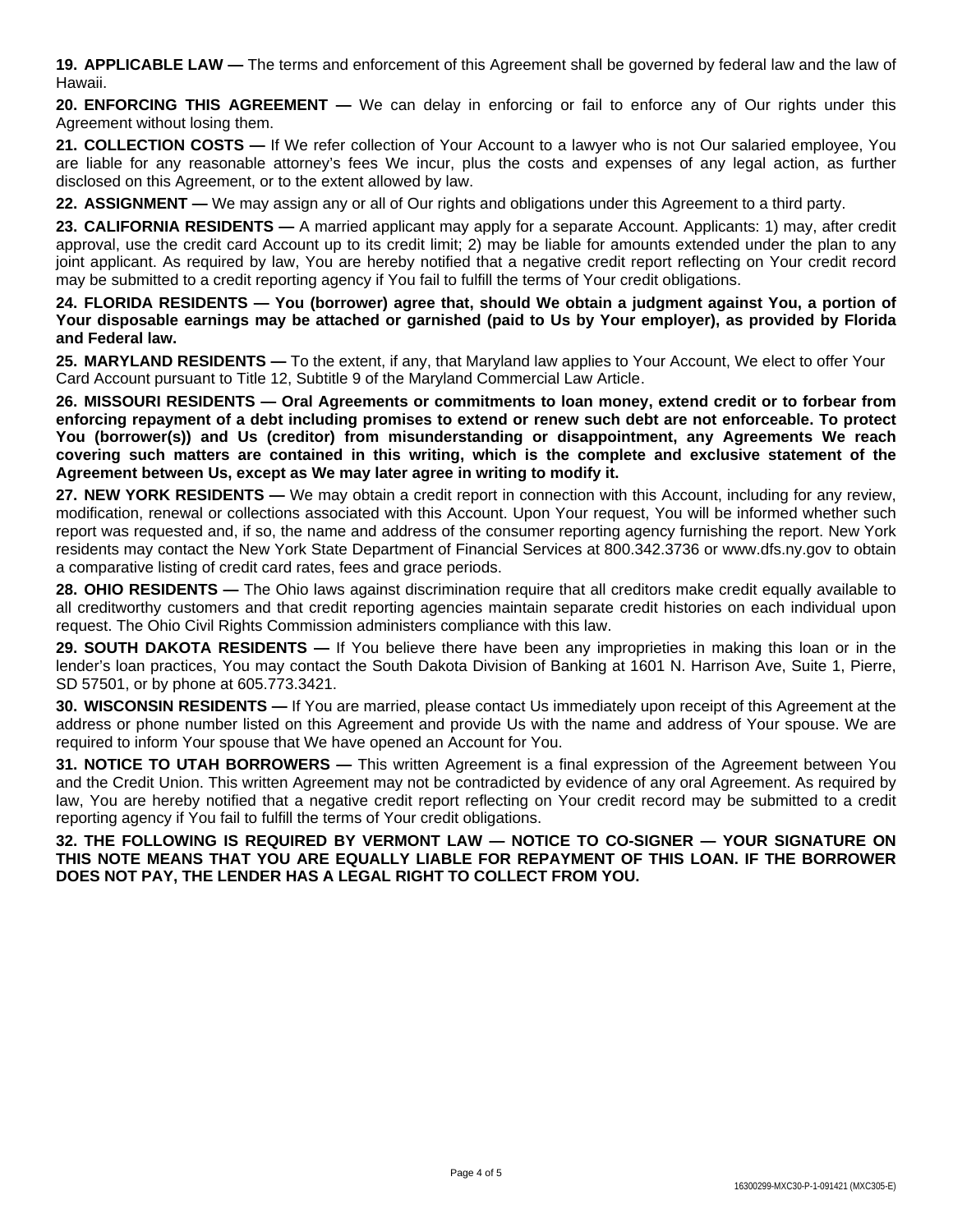**19. APPLICABLE LAW —** The terms and enforcement of this Agreement shall be governed by federal law and the law of Hawaii.

**20. ENFORCING THIS AGREEMENT —** We can delay in enforcing or fail to enforce any of Our rights under this Agreement without losing them.

**21. COLLECTION COSTS —** If We refer collection of Your Account to a lawyer who is not Our salaried employee, You are liable for any reasonable attorney's fees We incur, plus the costs and expenses of any legal action, as further disclosed on this Agreement, or to the extent allowed by law.

**22. ASSIGNMENT —** We may assign any or all of Our rights and obligations under this Agreement to a third party.

**23. CALIFORNIA RESIDENTS —** A married applicant may apply for a separate Account. Applicants: 1) may, after credit approval, use the credit card Account up to its credit limit; 2) may be liable for amounts extended under the plan to any joint applicant. As required by law, You are hereby notified that a negative credit report reflecting on Your credit record may be submitted to a credit reporting agency if You fail to fulfill the terms of Your credit obligations.

**24. FLORIDA RESIDENTS — You (borrower) agree that, should We obtain a judgment against You, a portion of Your disposable earnings may be attached or garnished (paid to Us by Your employer), as provided by Florida and Federal law.**

**25. MARYLAND RESIDENTS —** To the extent, if any, that Maryland law applies to Your Account, We elect to offer Your Card Account pursuant to Title 12, Subtitle 9 of the Maryland Commercial Law Article.

**26. MISSOURI RESIDENTS — Oral Agreements or commitments to loan money, extend credit or to forbear from enforcing repayment of a debt including promises to extend or renew such debt are not enforceable. To protect You (borrower(s)) and Us (creditor) from misunderstanding or disappointment, any Agreements We reach covering such matters are contained in this writing, which is the complete and exclusive statement of the Agreement between Us, except as We may later agree in writing to modify it.**

**27. NEW YORK RESIDENTS —** We may obtain a credit report in connection with this Account, including for any review, modification, renewal or collections associated with this Account. Upon Your request, You will be informed whether such report was requested and, if so, the name and address of the consumer reporting agency furnishing the report. New York residents may contact the New York State Department of Financial Services at 800.342.3736 or www.dfs.ny.gov to obtain a comparative listing of credit card rates, fees and grace periods.

**28. OHIO RESIDENTS —** The Ohio laws against discrimination require that all creditors make credit equally available to all creditworthy customers and that credit reporting agencies maintain separate credit histories on each individual upon request. The Ohio Civil Rights Commission administers compliance with this law.

**29. SOUTH DAKOTA RESIDENTS —** If You believe there have been any improprieties in making this loan or in the lender's loan practices, You may contact the South Dakota Division of Banking at 1601 N. Harrison Ave, Suite 1, Pierre, SD 57501, or by phone at 605.773.3421.

**30. WISCONSIN RESIDENTS —** If You are married, please contact Us immediately upon receipt of this Agreement at the address or phone number listed on this Agreement and provide Us with the name and address of Your spouse. We are required to inform Your spouse that We have opened an Account for You.

**31. NOTICE TO UTAH BORROWERS —** This written Agreement is a final expression of the Agreement between You and the Credit Union. This written Agreement may not be contradicted by evidence of any oral Agreement. As required by law, You are hereby notified that a negative credit report reflecting on Your credit record may be submitted to a credit reporting agency if You fail to fulfill the terms of Your credit obligations.

**32. THE FOLLOWING IS REQUIRED BY VERMONT LAW — NOTICE TO CO-SIGNER — YOUR SIGNATURE ON THIS NOTE MEANS THAT YOU ARE EQUALLY LIABLE FOR REPAYMENT OF THIS LOAN. IF THE BORROWER DOES NOT PAY, THE LENDER HAS A LEGAL RIGHT TO COLLECT FROM YOU.**

16300299-MXC30-P-1-091421 (MXC305-E)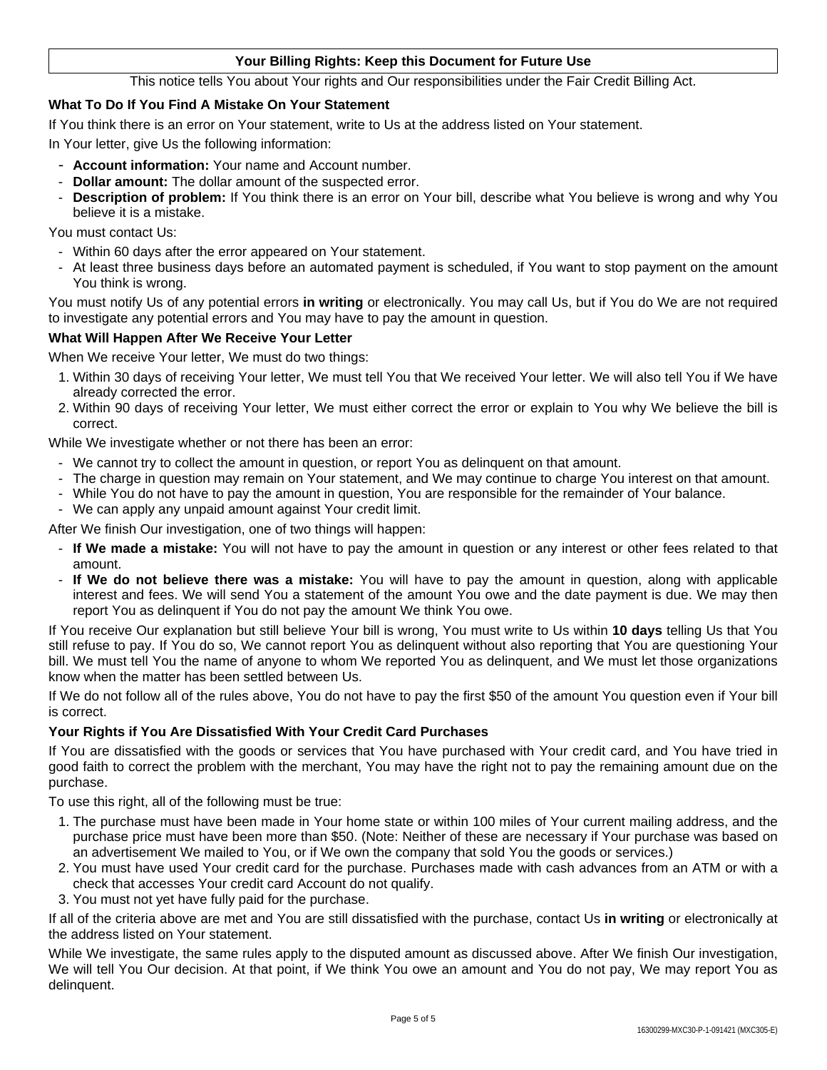## Your Billing Rights: Keep this Document for Future Use

This notice tells You about Your rights and Our responsibilities under the Fair Credit Billing Act.

### What To Do If You Find A Mistake On Your Statement

If You think there is an error on Your statement, write to Us at the address listed on Your statement.

In Your letter, give Us the following information:

- **Account information:** Your name and Account number.
- **Dollar amount:** The dollar amount of the suspected error.
- **Description of problem:** If You think there is an error on Your bill, describe what You believe is wrong and why You believe it is a mistake.

You must contact Us:

- Within 60 days after the error appeared on Your statement.
- At least three business days before an automated payment is scheduled, if You want to stop payment on the amount You think is wrong.

You must notify Us of any potential errors **in writing** or electronically. You may call Us, but if You do We are not required to investigate any potential errors and You may have to pay the amount in question.

### What Will Happen After We Receive Your Letter

When We receive Your letter, We must do two things:

1. Within 30 days of receiving Your letter, We must tell You that We received Your letter. We will also tell You if We have already corrected the error.
2. Within 90 days of receiving Your letter, We must either correct the error or explain to You why We believe the bill is correct.

While We investigate whether or not there has been an error:

- We cannot try to collect the amount in question, or report You as delinquent on that amount.
- The charge in question may remain on Your statement, and We may continue to charge You interest on that amount.
- While You do not have to pay the amount in question, You are responsible for the remainder of Your balance.
- We can apply any unpaid amount against Your credit limit.

After We finish Our investigation, one of two things will happen:

- **If We made a mistake:** You will not have to pay the amount in question or any interest or other fees related to that amount.
- **If We do not believe there was a mistake:** You will have to pay the amount in question, along with applicable interest and fees. We will send You a statement of the amount You owe and the date payment is due. We may then report You as delinquent if You do not pay the amount We think You owe.

If You receive Our explanation but still believe Your bill is wrong, You must write to Us within **10 days** telling Us that You still refuse to pay. If You do so, We cannot report You as delinquent without also reporting that You are questioning Your bill. We must tell You the name of anyone to whom We reported You as delinquent, and We must let those organizations know when the matter has been settled between Us.

If We do not follow all of the rules above, You do not have to pay the first $50 of the amount You question even if Your bill is correct.

### Your Rights if You Are Dissatisfied With Your Credit Card Purchases

If You are dissatisfied with the goods or services that You have purchased with Your credit card, and You have tried in good faith to correct the problem with the merchant, You may have the right not to pay the remaining amount due on the purchase.

To use this right, all of the following must be true:

1. The purchase must have been made in Your home state or within 100 miles of Your current mailing address, and the purchase price must have been more than $50. (Note: Neither of these are necessary if Your purchase was based on an advertisement We mailed to You, or if We own the company that sold You the goods or services.)
2. You must have used Your credit card for the purchase. Purchases made with cash advances from an ATM or with a check that accesses Your credit card Account do not qualify.
3. You must not yet have fully paid for the purchase.

If all of the criteria above are met and You are still dissatisfied with the purchase, contact Us **in writing** or electronically at the address listed on Your statement.

While We investigate, the same rules apply to the disputed amount as discussed above. After We finish Our investigation, We will tell You Our decision. At that point, if We think You owe an amount and You do not pay, We may report You as delinquent.

16300299-MXC30-P-1-091421 (MXC305-E)